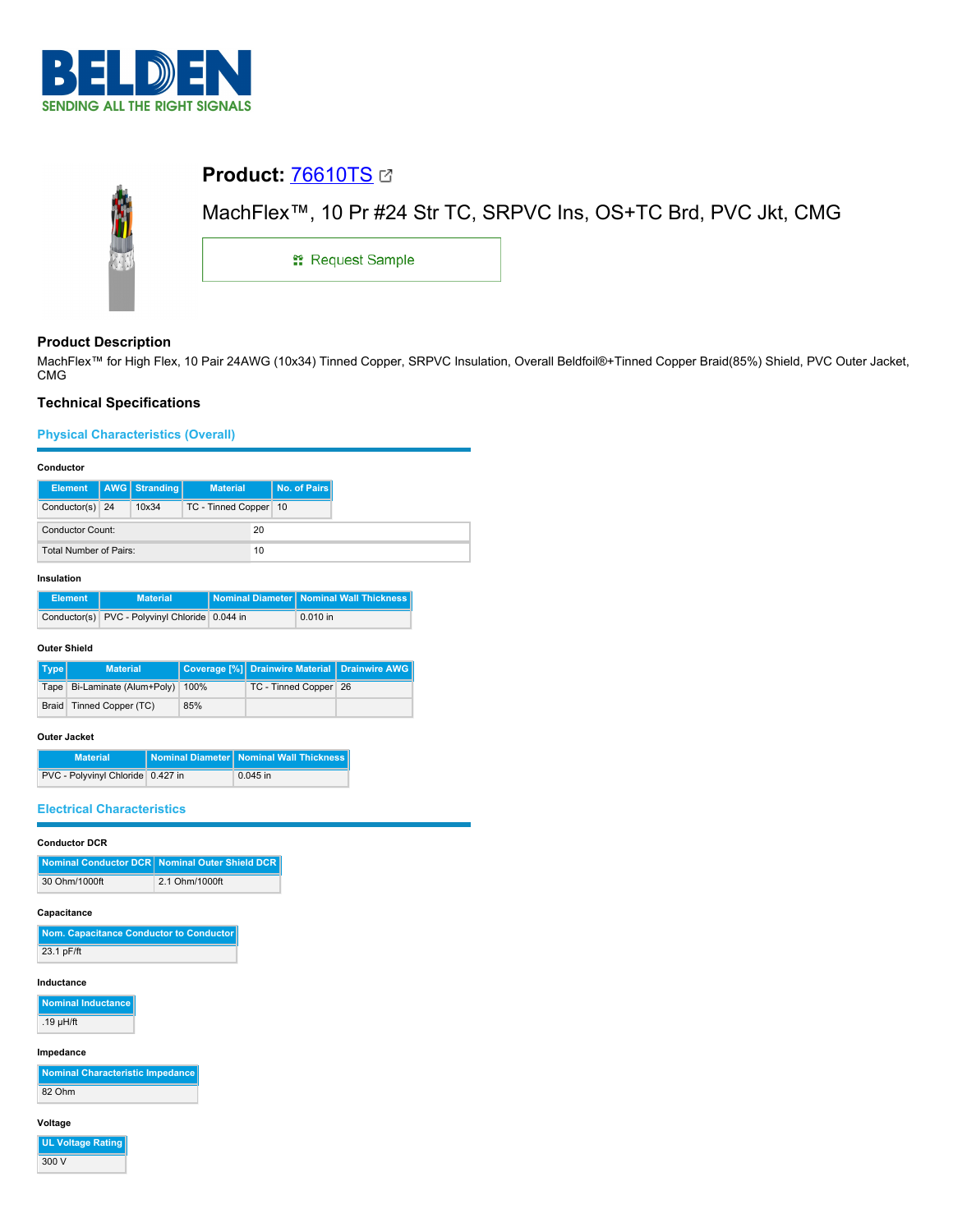BELDEN
SENDING ALL THE RIGHT SIGNALS

# Product: 76610TS

MachFlex™, 10 Pr #24 Str TC, SRPVC Ins, OS+TC Brd, PVC Jkt, CMG

Request Sample

## Product Description

MachFlex™ for High Flex, 10 Pair 24AWG (10x34) Tinned Copper, SRPVC Insulation, Overall Beldfoil®+Tinned Copper Braid(85%) Shield, PVC Outer Jacket, CMG

## Technical Specifications

### Physical Characteristics (Overall)

#### Conductor

| Element | AWG | Stranding | Material | No. of Pairs |
|---|---|---|---|---|
| Conductor(s) | 24 | 10x34 | TC - Tinned Copper | 10 |

| | |
|---|---|
| Conductor Count: | 20 |
| Total Number of Pairs: | 10 |

#### Insulation

| Element | Material | Nominal Diameter | Nominal Wall Thickness |
|---|---|---|---|
| Conductor(s) | PVC - Polyvinyl Chloride | 0.044 in | 0.010 in |

#### Outer Shield

| Type | Material | Coverage [%] | Drainwire Material | Drainwire AWG |
|---|---|---|---|---|
| Tape | Bi-Laminate (Alum+Poly) | 100% | TC - Tinned Copper | 26 |
| Braid | Tinned Copper (TC) | 85% | | |

#### Outer Jacket

| Material | Nominal Diameter | Nominal Wall Thickness |
|---|---|---|
| PVC - Polyvinyl Chloride | 0.427 in | 0.045 in |

### Electrical Characteristics

#### Conductor DCR

| Nominal Conductor DCR | Nominal Outer Shield DCR |
|---|---|
| 30 Ohm/1000ft | 2.1 Ohm/1000ft |

#### Capacitance

| Nom. Capacitance Conductor to Conductor |
|---|
| 23.1 pF/ft |

#### Inductance

| Nominal Inductance |
|---|
| .19 µH/ft |

#### Impedance

| Nominal Characteristic Impedance |
|---|
| 82 Ohm |

#### Voltage

| UL Voltage Rating |
|---|
| 300 V |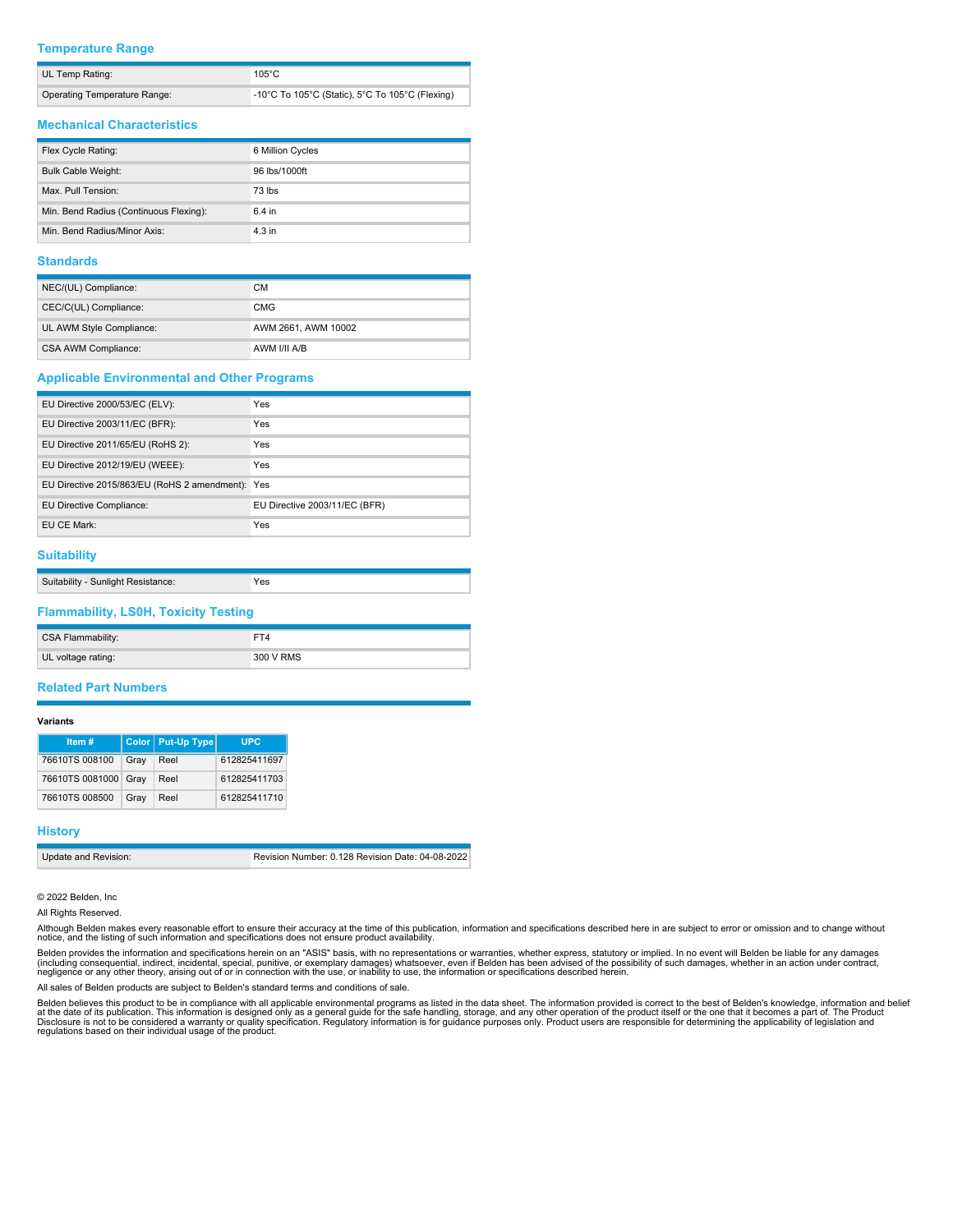## Temperature Range

| | |
|---|---|
| UL Temp Rating: | 105°C |
| Operating Temperature Range: | -10°C To 105°C (Static), 5°C To 105°C (Flexing) |

## Mechanical Characteristics

| | |
|---|---|
| Flex Cycle Rating: | 6 Million Cycles |
| Bulk Cable Weight: | 96 lbs/1000ft |
| Max. Pull Tension: | 73 lbs |
| Min. Bend Radius (Continuous Flexing): | 6.4 in |
| Min. Bend Radius/Minor Axis: | 4.3 in |

## Standards

| | |
|---|---|
| NEC/(UL) Compliance: | CM |
| CEC/C(UL) Compliance: | CMG |
| UL AWM Style Compliance: | AWM 2661, AWM 10002 |
| CSA AWM Compliance: | AWM I/II A/B |

## Applicable Environmental and Other Programs

| | |
|---|---|
| EU Directive 2000/53/EC (ELV): | Yes |
| EU Directive 2003/11/EC (BFR): | Yes |
| EU Directive 2011/65/EU (RoHS 2): | Yes |
| EU Directive 2012/19/EU (WEEE): | Yes |
| EU Directive 2015/863/EU (RoHS 2 amendment): | Yes |
| EU Directive Compliance: | EU Directive 2003/11/EC (BFR) |
| EU CE Mark: | Yes |

## Suitability

| | |
|---|---|
| Suitability - Sunlight Resistance: | Yes |

## Flammability, LS0H, Toxicity Testing

| | |
|---|---|
| CSA Flammability: | FT4 |
| UL voltage rating: | 300 V RMS |

## Related Part Numbers

**Variants**

| Item # | Color | Put-Up Type | UPC |
|---|---|---|---|
| 76610TS 008100 | Gray | Reel | 612825411697 |
| 76610TS 0081000 | Gray | Reel | 612825411703 |
| 76610TS 008500 | Gray | Reel | 612825411710 |

## History

| | |
|---|---|
| Update and Revision: | Revision Number: 0.128 Revision Date: 04-08-2022 |

© 2022 Belden, Inc

All Rights Reserved.

Although Belden makes every reasonable effort to ensure their accuracy at the time of this publication, information and specifications described here in are subject to error or omission and to change without notice, and the listing of such information and specifications does not ensure product availability.

Belden provides the information and specifications herein on an "ASIS" basis, with no representations or warranties, whether express, statutory or implied. In no event will Belden be liable for any damages (including consequential, indirect, incidental, special, punitive, or exemplary damages) whatsoever, even if Belden has been advised of the possibility of such damages, whether in an action under contract, negligence or any other theory, arising out of or in connection with the use, or inability to use, the information or specifications described herein.

All sales of Belden products are subject to Belden's standard terms and conditions of sale.

Belden believes this product to be in compliance with all applicable environmental programs as listed in the data sheet. The information provided is correct to the best of Belden's knowledge, information and belief at the date of its publication. This information is designed only as a general guide for the safe handling, storage, and any other operation of the product itself or the one that it becomes a part of. The Product Disclosure is not to be considered a warranty or quality specification. Regulatory information is for guidance purposes only. Product users are responsible for determining the applicability of legislation and regulations based on their individual usage of the product.